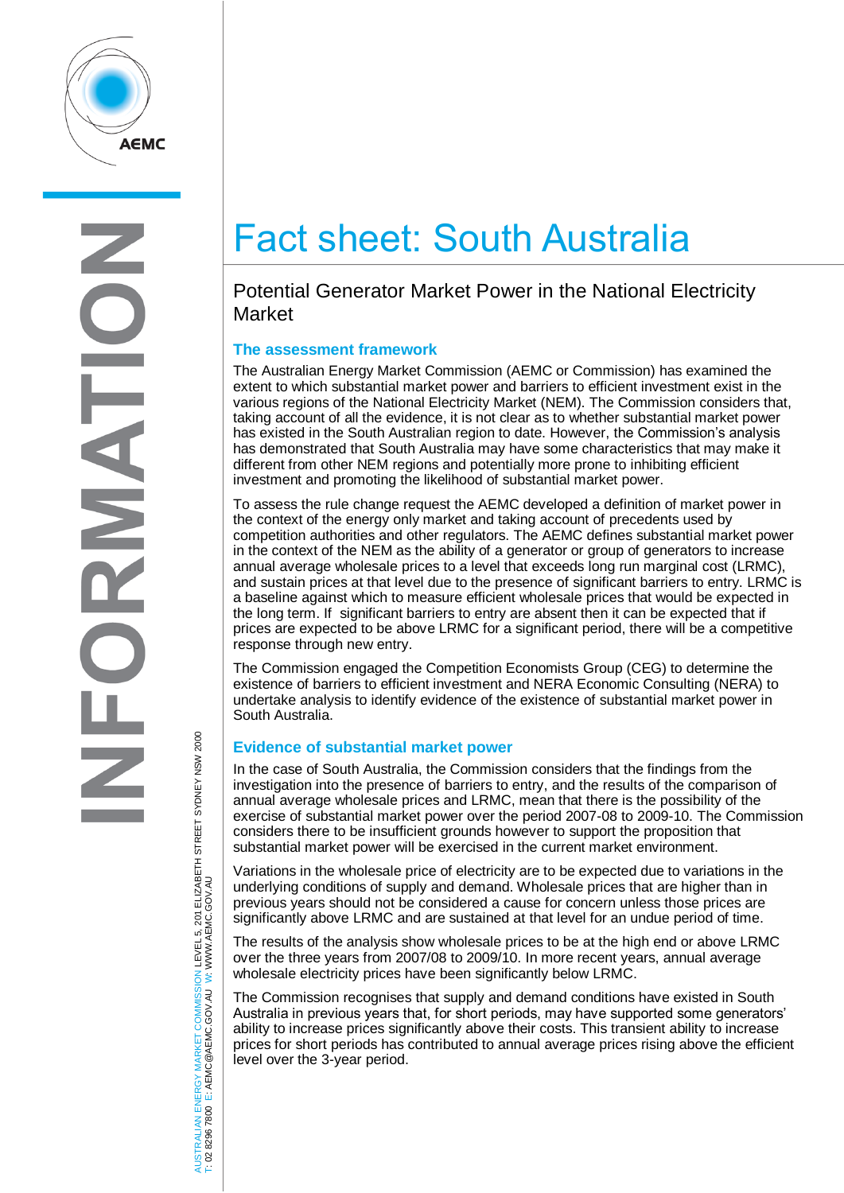# Fact sheet: South Australia

## Potential Generator Market Power in the National Electricity Market

### The assessment framework

The Australian Energy Market Commission (AEMC or Commission) has examined the extent to which substantial market power and barriers to efficient investment exist in the various regions of the National Electricity Market (NEM). The Commission considers that, taking account of all the evidence, it is not clear as to whether substantial market power has existed in the South Australian region to date. However, the Commission's analysis has demonstrated that South Australia may have some characteristics that may make it different from other NEM regions and potentially more prone to inhibiting efficient investment and promoting the likelihood of substantial market power.

To assess the rule change request the AEMC developed a definition of market power in the context of the energy only market and taking account of precedents used by competition authorities and other regulators. The AEMC defines substantial market power in the context of the NEM as the ability of a generator or group of generators to increase annual average wholesale prices to a level that exceeds long run marginal cost (LRMC), and sustain prices at that level due to the presence of significant barriers to entry. LRMC is a baseline against which to measure efficient wholesale prices that would be expected in the long term. If significant barriers to entry are absent then it can be expected that if prices are expected to be above LRMC for a significant period, there will be a competitive response through new entry.

The Commission engaged the Competition Economists Group (CEG) to determine the existence of barriers to efficient investment and NERA Economic Consulting (NERA) to undertake analysis to identify evidence of the existence of substantial market power in South Australia.

### Evidence of substantial market power

In the case of South Australia, the Commission considers that the findings from the investigation into the presence of barriers to entry, and the results of the comparison of annual average wholesale prices and LRMC, mean that there is the possibility of the exercise of substantial market power over the period 2007-08 to 2009-10. The Commission considers there to be insufficient grounds however to support the proposition that substantial market power will be exercised in the current market environment.

Variations in the wholesale price of electricity are to be expected due to variations in the underlying conditions of supply and demand. Wholesale prices that are higher than in previous years should not be considered a cause for concern unless those prices are significantly above LRMC and are sustained at that level for an undue period of time.

The results of the analysis show wholesale prices to be at the high end or above LRMC over the three years from 2007/08 to 2009/10. In more recent years, annual average wholesale electricity prices have been significantly below LRMC.

The Commission recognises that supply and demand conditions have existed in South Australia in previous years that, for short periods, may have supported some generators' ability to increase prices significantly above their costs. This transient ability to increase prices for short periods has contributed to annual average prices rising above the efficient level over the 3-year period.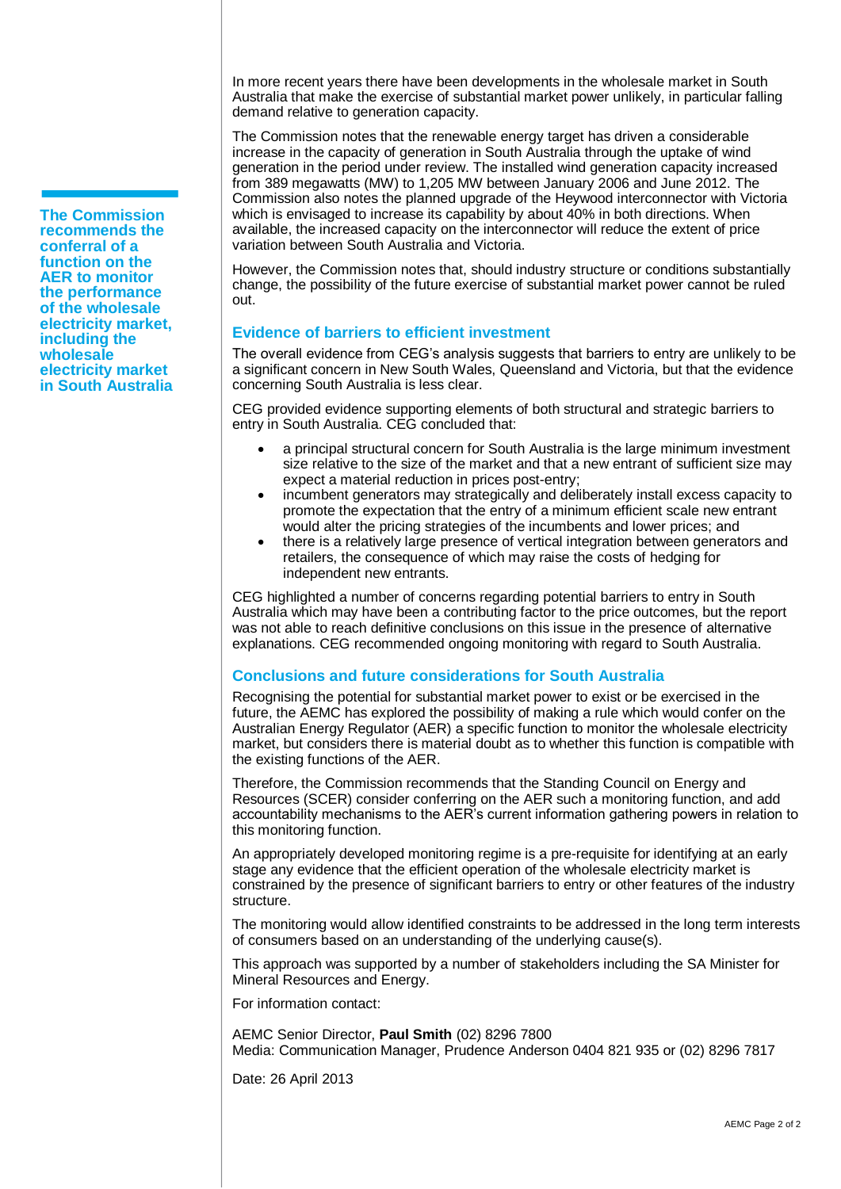In more recent years there have been developments in the wholesale market in South Australia that make the exercise of substantial market power unlikely, in particular falling demand relative to generation capacity.

The Commission notes that the renewable energy target has driven a considerable increase in the capacity of generation in South Australia through the uptake of wind generation in the period under review. The installed wind generation capacity increased from 389 megawatts (MW) to 1,205 MW between January 2006 and June 2012. The Commission also notes the planned upgrade of the Heywood interconnector with Victoria which is envisaged to increase its capability by about 40% in both directions. When available, the increased capacity on the interconnector will reduce the extent of price variation between South Australia and Victoria.

However, the Commission notes that, should industry structure or conditions substantially change, the possibility of the future exercise of substantial market power cannot be ruled out.

**The Commission recommends the conferral of a function on the AER to monitor the performance of the wholesale electricity market, including the wholesale electricity market in South Australia**

## Evidence of barriers to efficient investment

The overall evidence from CEG's analysis suggests that barriers to entry are unlikely to be a significant concern in New South Wales, Queensland and Victoria, but that the evidence concerning South Australia is less clear.

CEG provided evidence supporting elements of both structural and strategic barriers to entry in South Australia. CEG concluded that:

- a principal structural concern for South Australia is the large minimum investment size relative to the size of the market and that a new entrant of sufficient size may expect a material reduction in prices post-entry;
- incumbent generators may strategically and deliberately install excess capacity to promote the expectation that the entry of a minimum efficient scale new entrant would alter the pricing strategies of the incumbents and lower prices; and
- there is a relatively large presence of vertical integration between generators and retailers, the consequence of which may raise the costs of hedging for independent new entrants.

CEG highlighted a number of concerns regarding potential barriers to entry in South Australia which may have been a contributing factor to the price outcomes, but the report was not able to reach definitive conclusions on this issue in the presence of alternative explanations. CEG recommended ongoing monitoring with regard to South Australia.

## Conclusions and future considerations for South Australia

Recognising the potential for substantial market power to exist or be exercised in the future, the AEMC has explored the possibility of making a rule which would confer on the Australian Energy Regulator (AER) a specific function to monitor the wholesale electricity market, but considers there is material doubt as to whether this function is compatible with the existing functions of the AER.

Therefore, the Commission recommends that the Standing Council on Energy and Resources (SCER) consider conferring on the AER such a monitoring function, and add accountability mechanisms to the AER's current information gathering powers in relation to this monitoring function.

An appropriately developed monitoring regime is a pre-requisite for identifying at an early stage any evidence that the efficient operation of the wholesale electricity market is constrained by the presence of significant barriers to entry or other features of the industry structure.

The monitoring would allow identified constraints to be addressed in the long term interests of consumers based on an understanding of the underlying cause(s).

This approach was supported by a number of stakeholders including the SA Minister for Mineral Resources and Energy.

For information contact:

AEMC Senior Director, **Paul Smith** (02) 8296 7800
Media: Communication Manager, Prudence Anderson 0404 821 935 or (02) 8296 7817

Date: 26 April 2013